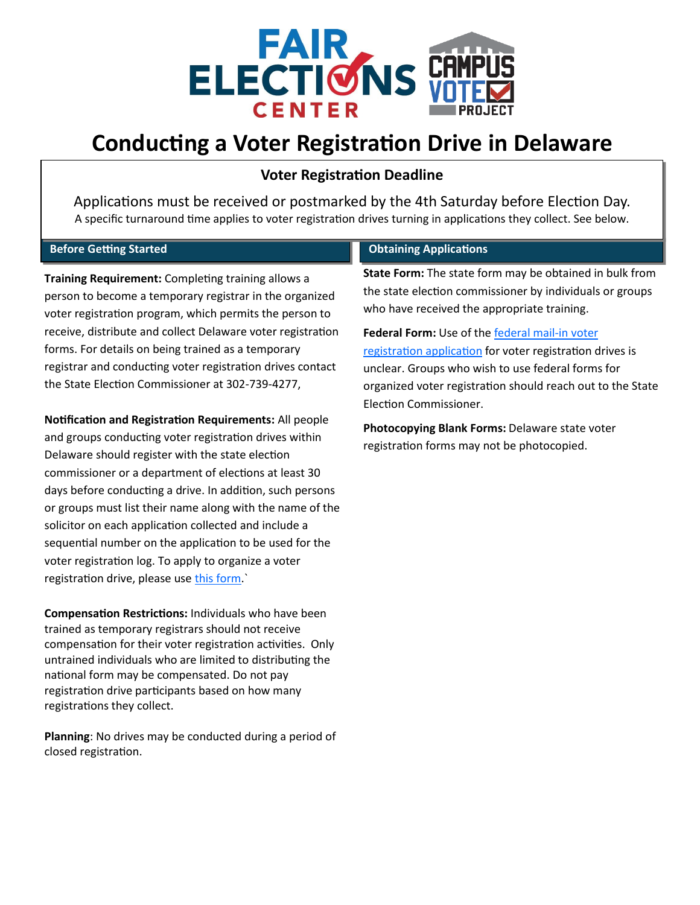# Conducting a Voter Registration Drive in Delaware

## Voter Registration Deadline

Applications must be received or postmarked by the 4th Saturday before Election Day.

A specific turnaround time applies to voter registration drives turning in applications they collect. See below.

## Before Getting Started

**Training Requirement:** Completing training allows a person to become a temporary registrar in the organized voter registration program, which permits the person to receive, distribute and collect Delaware voter registration forms. For details on being trained as a temporary registrar and conducting voter registration drives contact the State Election Commissioner at 302-739-4277,

**Notification and Registration Requirements:** All people and groups conducting voter registration drives within Delaware should register with the state election commissioner or a department of elections at least 30 days before conducting a drive. In addition, such persons or groups must list their name along with the name of the solicitor on each application collected and include a sequential number on the application to be used for the voter registration log. To apply to organize a voter registration drive, please use this form.`

**Compensation Restrictions:** Individuals who have been trained as temporary registrars should not receive compensation for their voter registration activities. Only untrained individuals who are limited to distributing the national form may be compensated. Do not pay registration drive participants based on how many registrations they collect.

**Planning**: No drives may be conducted during a period of closed registration.

## Obtaining Applications

**State Form:** The state form may be obtained in bulk from the state election commissioner by individuals or groups who have received the appropriate training.

**Federal Form:** Use of the federal mail-in voter registration application for voter registration drives is unclear. Groups who wish to use federal forms for organized voter registration should reach out to the State Election Commissioner.

**Photocopying Blank Forms:** Delaware state voter registration forms may not be photocopied.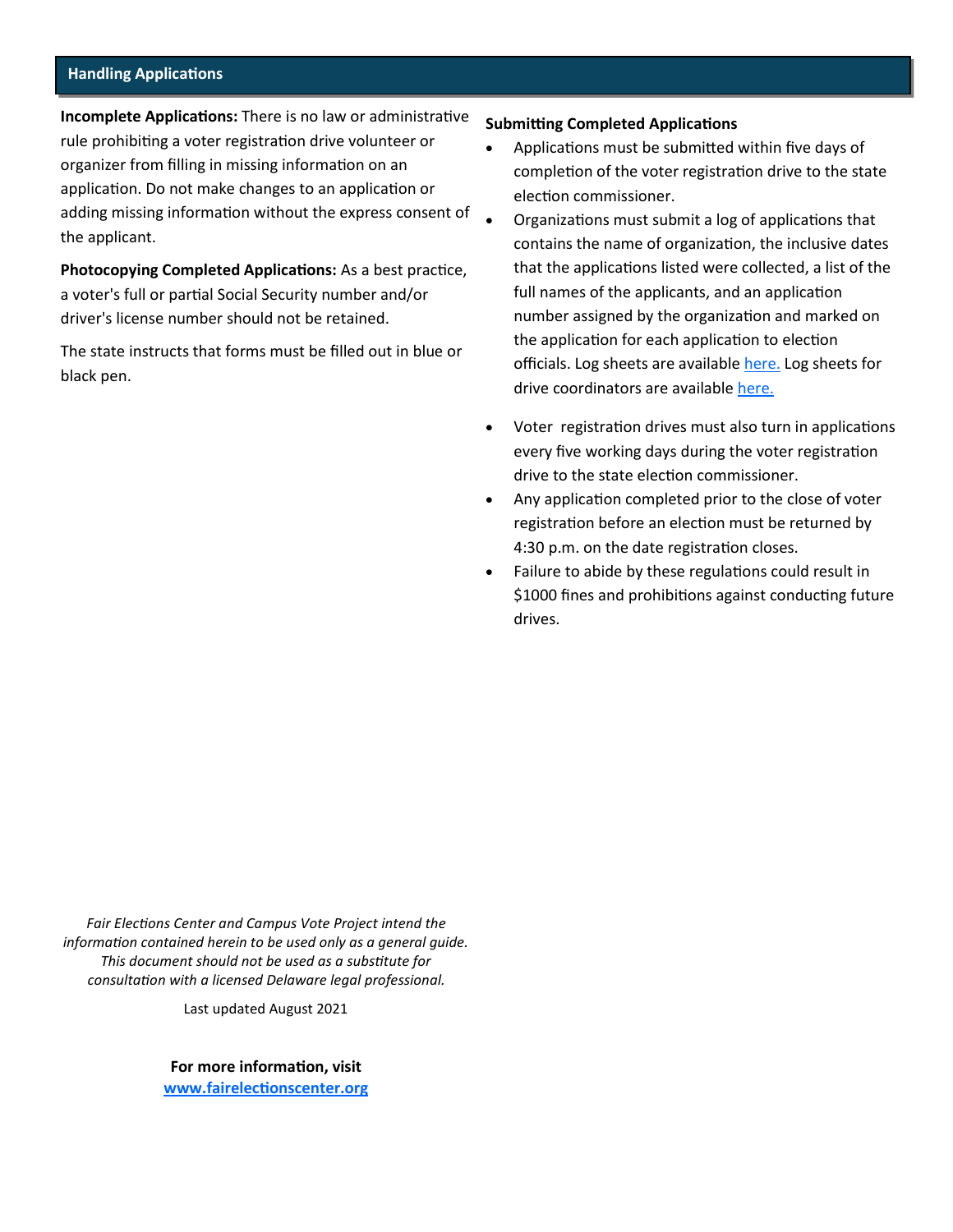## Handling Applications

**Incomplete Applications:** There is no law or administrative rule prohibiting a voter registration drive volunteer or organizer from filling in missing information on an application. Do not make changes to an application or adding missing information without the express consent of the applicant.

**Photocopying Completed Applications:** As a best practice, a voter's full or partial Social Security number and/or driver's license number should not be retained.

The state instructs that forms must be filled out in blue or black pen.

**Submitting Completed Applications**

- Applications must be submitted within five days of completion of the voter registration drive to the state election commissioner.
- Organizations must submit a log of applications that contains the name of organization, the inclusive dates that the applications listed were collected, a list of the full names of the applicants, and an application number assigned by the organization and marked on the application for each application to election officials. Log sheets are available here. Log sheets for drive coordinators are available here.
- Voter registration drives must also turn in applications every five working days during the voter registration drive to the state election commissioner.
- Any application completed prior to the close of voter registration before an election must be returned by 4:30 p.m. on the date registration closes.
- Failure to abide by these regulations could result in $1000 fines and prohibitions against conducting future drives.

*Fair Elections Center and Campus Vote Project intend the information contained herein to be used only as a general guide. This document should not be used as a substitute for consultation with a licensed Delaware legal professional.*

Last updated August 2021

**For more information, visit**
**www.fairelectionscenter.org**